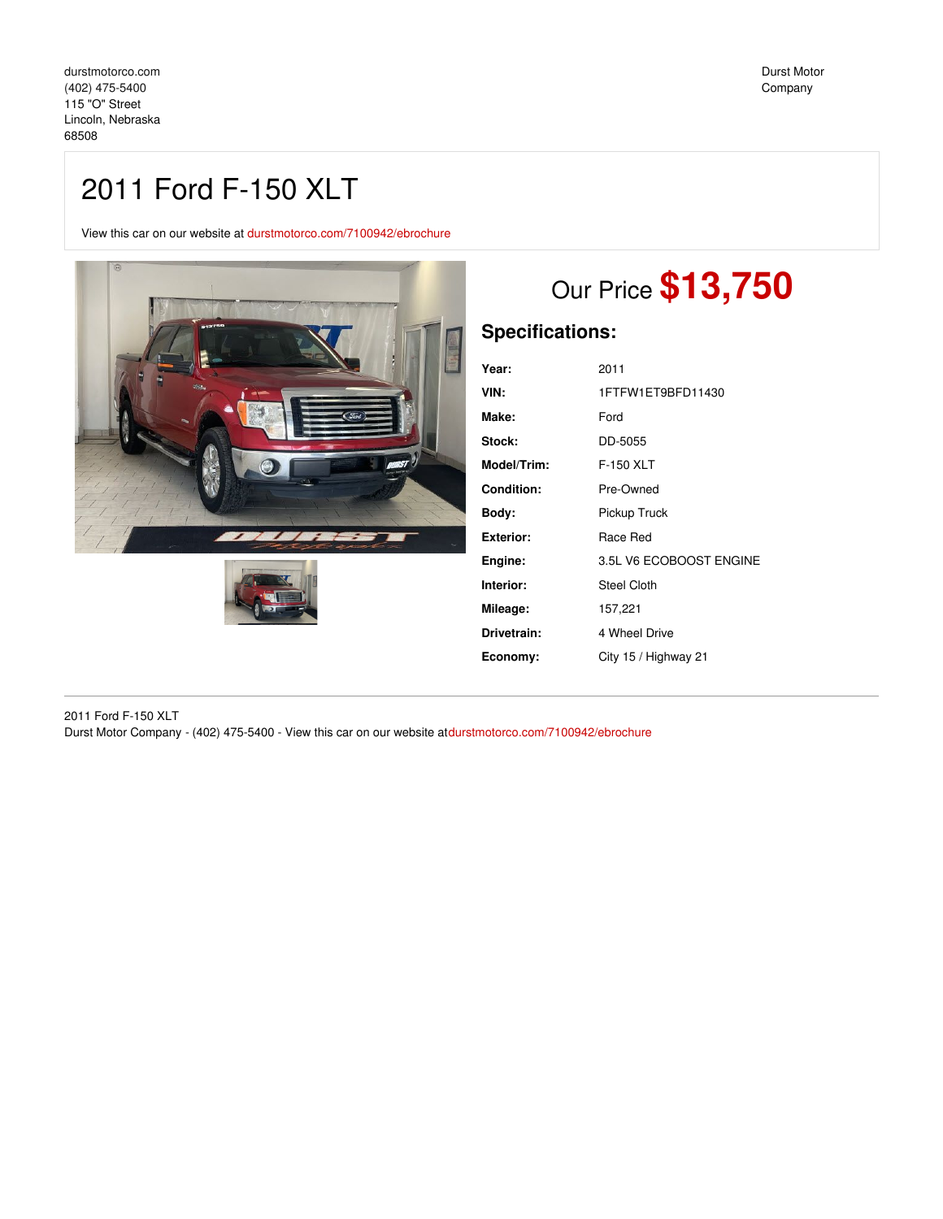durstmotorco.com
(402) 475-5400
115 "O" Street
Lincoln, Nebraska
68508

Durst Motor Company

# 2011 Ford F-150 XLT

View this car on our website at durstmotorco.com/7100942/ebrochure

## Our Price **$13,750**

### Specifications:

| | |
|---|---|
| **Year:** | 2011 |
| **VIN:** | 1FTFW1ET9BFD11430 |
| **Make:** | Ford |
| **Stock:** | DD-5055 |
| **Model/Trim:** | F-150 XLT |
| **Condition:** | Pre-Owned |
| **Body:** | Pickup Truck |
| **Exterior:** | Race Red |
| **Engine:** | 3.5L V6 ECOBOOST ENGINE |
| **Interior:** | Steel Cloth |
| **Mileage:** | 157,221 |
| **Drivetrain:** | 4 Wheel Drive |
| **Economy:** | City 15 / Highway 21 |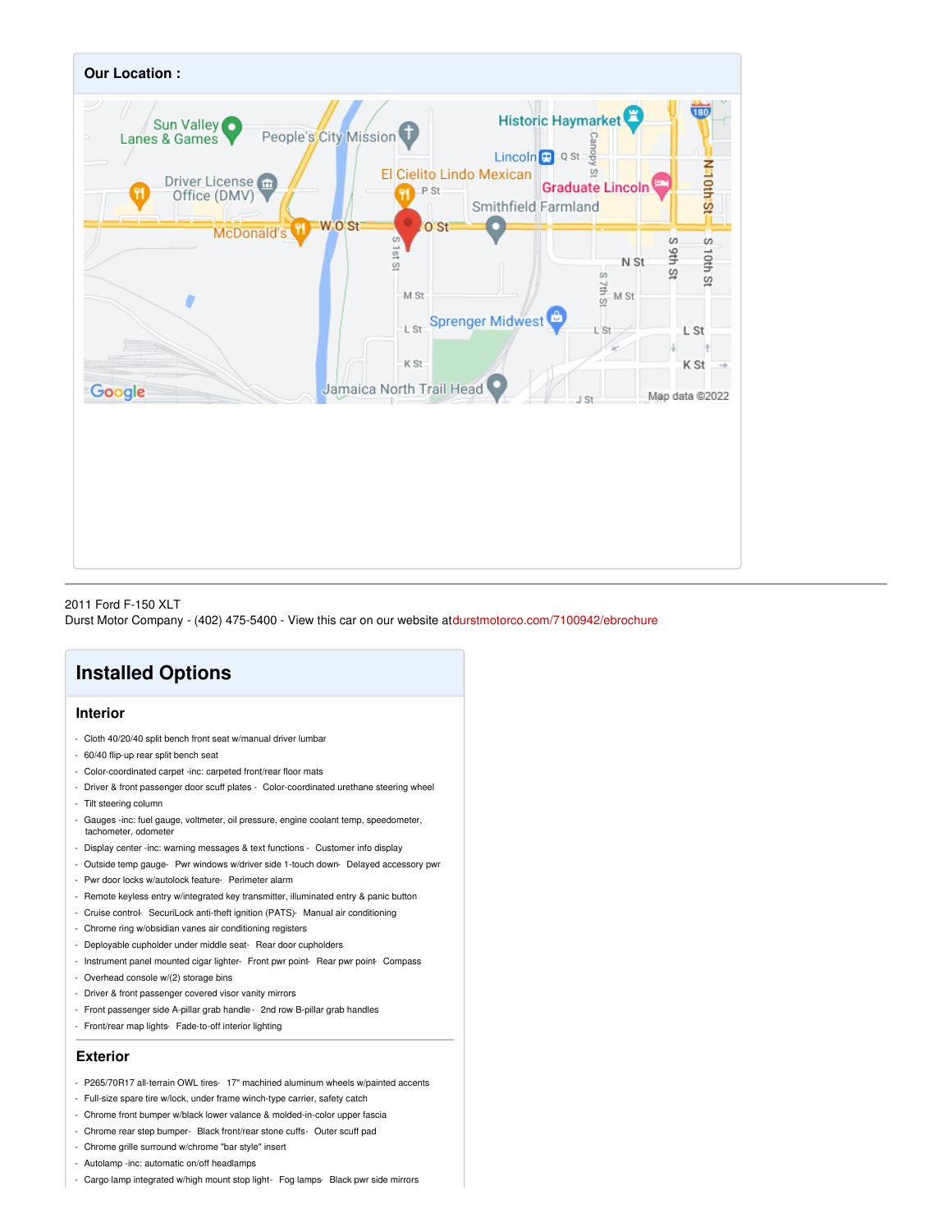## Our Location :

2011 Ford F-150 XLT
Durst Motor Company - (402) 475-5400 - View this car on our website atdurstmotorco.com/7100942/ebrochure

# Installed Options

## Interior

- Cloth 40/20/40 split bench front seat w/manual driver lumbar
- 60/40 flip-up rear split bench seat
- Color-coordinated carpet -inc: carpeted front/rear floor mats
- Driver & front passenger door scuff plates - Color-coordinated urethane steering wheel
- Tilt steering column
- Gauges -inc: fuel gauge, voltmeter, oil pressure, engine coolant temp, speedometer, tachometer, odometer
- Display center -inc: warning messages & text functions - Customer info display
- Outside temp gauge- Pwr windows w/driver side 1-touch down- Delayed accessory pwr
- Pwr door locks w/autolock feature- Perimeter alarm
- Remote keyless entry w/integrated key transmitter, illuminated entry & panic button
- Cruise control- SecuriLock anti-theft ignition (PATS)- Manual air conditioning
- Chrome ring w/obsidian vanes air conditioning registers
- Deployable cupholder under middle seat- Rear door cupholders
- Instrument panel mounted cigar lighter- Front pwr point- Rear pwr point- Compass
- Overhead console w/(2) storage bins
- Driver & front passenger covered visor vanity mirrors
- Front passenger side A-pillar grab handle - 2nd row B-pillar grab handles
- Front/rear map lights- Fade-to-off interior lighting

## Exterior

- P265/70R17 all-terrain OWL tires- 17" machined aluminum wheels w/painted accents
- Full-size spare tire w/lock, under frame winch-type carrier, safety catch
- Chrome front bumper w/black lower valance & molded-in-color upper fascia
- Chrome rear step bumper- Black front/rear stone cuffs- Outer scuff pad
- Chrome grille surround w/chrome "bar style" insert
- Autolamp -inc: automatic on/off headlamps
- Cargo lamp integrated w/high mount stop light- Fog lamps- Black pwr side mirrors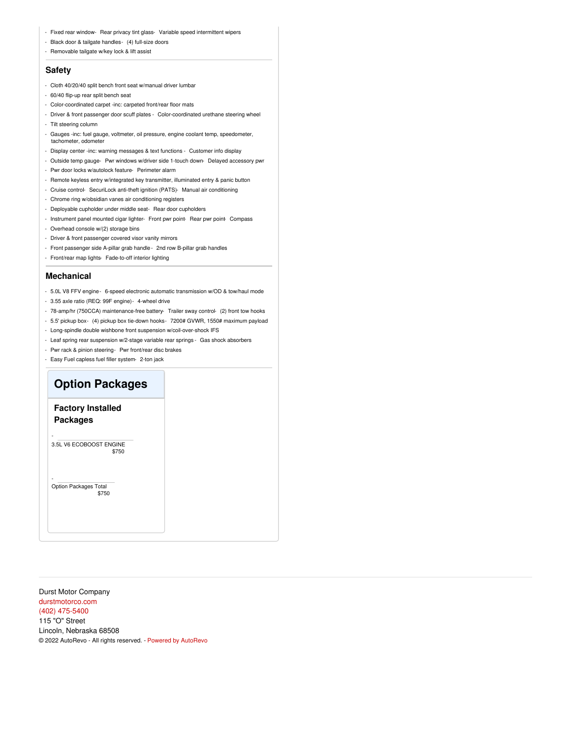- Fixed rear window- Rear privacy tint glass- Variable speed intermittent wipers
- Black door & tailgate handles- (4) full-size doors
- Removable tailgate w/key lock & lift assist

## Safety

- Cloth 40/20/40 split bench front seat w/manual driver lumbar
- 60/40 flip-up rear split bench seat
- Color-coordinated carpet -inc: carpeted front/rear floor mats
- Driver & front passenger door scuff plates - Color-coordinated urethane steering wheel
- Tilt steering column
- Gauges -inc: fuel gauge, voltmeter, oil pressure, engine coolant temp, speedometer, tachometer, odometer
- Display center -inc: warning messages & text functions - Customer info display
- Outside temp gauge- Pwr windows w/driver side 1-touch down- Delayed accessory pwr
- Pwr door locks w/autolock feature- Perimeter alarm
- Remote keyless entry w/integrated key transmitter, illuminated entry & panic button
- Cruise control- SecuriLock anti-theft ignition (PATS)- Manual air conditioning
- Chrome ring w/obsidian vanes air conditioning registers
- Deployable cupholder under middle seat- Rear door cupholders
- Instrument panel mounted cigar lighter- Front pwr point- Rear pwr point- Compass
- Overhead console w/(2) storage bins
- Driver & front passenger covered visor vanity mirrors
- Front passenger side A-pillar grab handle - 2nd row B-pillar grab handles
- Front/rear map lights- Fade-to-off interior lighting

## Mechanical

- 5.0L V8 FFV engine - 6-speed electronic automatic transmission w/OD & tow/haul mode
- 3.55 axle ratio (REQ: 99F engine) - 4-wheel drive
- 78-amp/hr (750CCA) maintenance-free battery- Trailer sway control- (2) front tow hooks
- 5.5' pickup box- (4) pickup box tie-down hooks- 7200# GVWR, 1550# maximum payload
- Long-spindle double wishbone front suspension w/coil-over-shock IFS
- Leaf spring rear suspension w/2-stage variable rear springs - Gas shock absorbers
- Pwr rack & pinion steering- Pwr front/rear disc brakes
- Easy Fuel capless fuel filler system- 2-ton jack

# Option Packages

### Factory Installed Packages

- 3.5L V6 ECOBOOST ENGINE
  $750

- Option Packages Total
  $750

Durst Motor Company
durstmotorco.com
(402) 475-5400
115 "O" Street
Lincoln, Nebraska 68508
© 2022 AutoRevo - All rights reserved. - Powered by AutoRevo